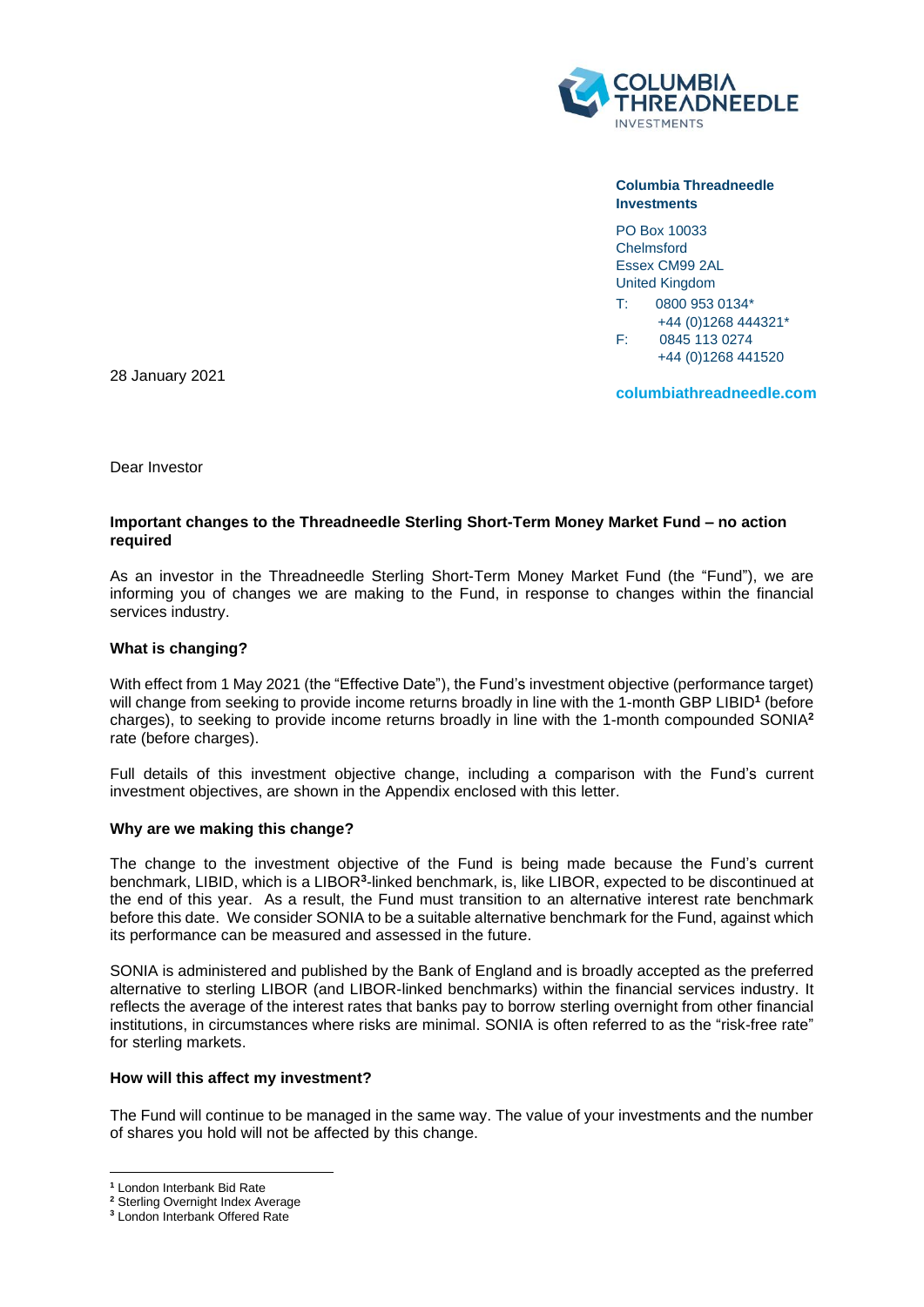**Columbia Threadneedle Investments**

PO Box 10033
Chelmsford
Essex CM99 2AL
United Kingdom

T: 0800 953 0134*
+44 (0)1268 444321*
F: 0845 113 0274
+44 (0)1268 441520

**columbiathreadneedle.com**

28 January 2021

Dear Investor

**Important changes to the Threadneedle Sterling Short-Term Money Market Fund – no action required**

As an investor in the Threadneedle Sterling Short-Term Money Market Fund (the "Fund"), we are informing you of changes we are making to the Fund, in response to changes within the financial services industry.

**What is changing?**

With effect from 1 May 2021 (the "Effective Date"), the Fund's investment objective (performance target) will change from seeking to provide income returns broadly in line with the 1-month GBP LIBID[1] (before charges), to seeking to provide income returns broadly in line with the 1-month compounded SONIA[2] rate (before charges).

Full details of this investment objective change, including a comparison with the Fund's current investment objectives, are shown in the Appendix enclosed with this letter.

**Why are we making this change?**

The change to the investment objective of the Fund is being made because the Fund's current benchmark, LIBID, which is a LIBOR[3]-linked benchmark, is, like LIBOR, expected to be discontinued at the end of this year. As a result, the Fund must transition to an alternative interest rate benchmark before this date. We consider SONIA to be a suitable alternative benchmark for the Fund, against which its performance can be measured and assessed in the future.

SONIA is administered and published by the Bank of England and is broadly accepted as the preferred alternative to sterling LIBOR (and LIBOR-linked benchmarks) within the financial services industry. It reflects the average of the interest rates that banks pay to borrow sterling overnight from other financial institutions, in circumstances where risks are minimal. SONIA is often referred to as the "risk-free rate" for sterling markets.

**How will this affect my investment?**

The Fund will continue to be managed in the same way. The value of your investments and the number of shares you hold will not be affected by this change.

---

[1] London Interbank Bid Rate
[2] Sterling Overnight Index Average
[3] London Interbank Offered Rate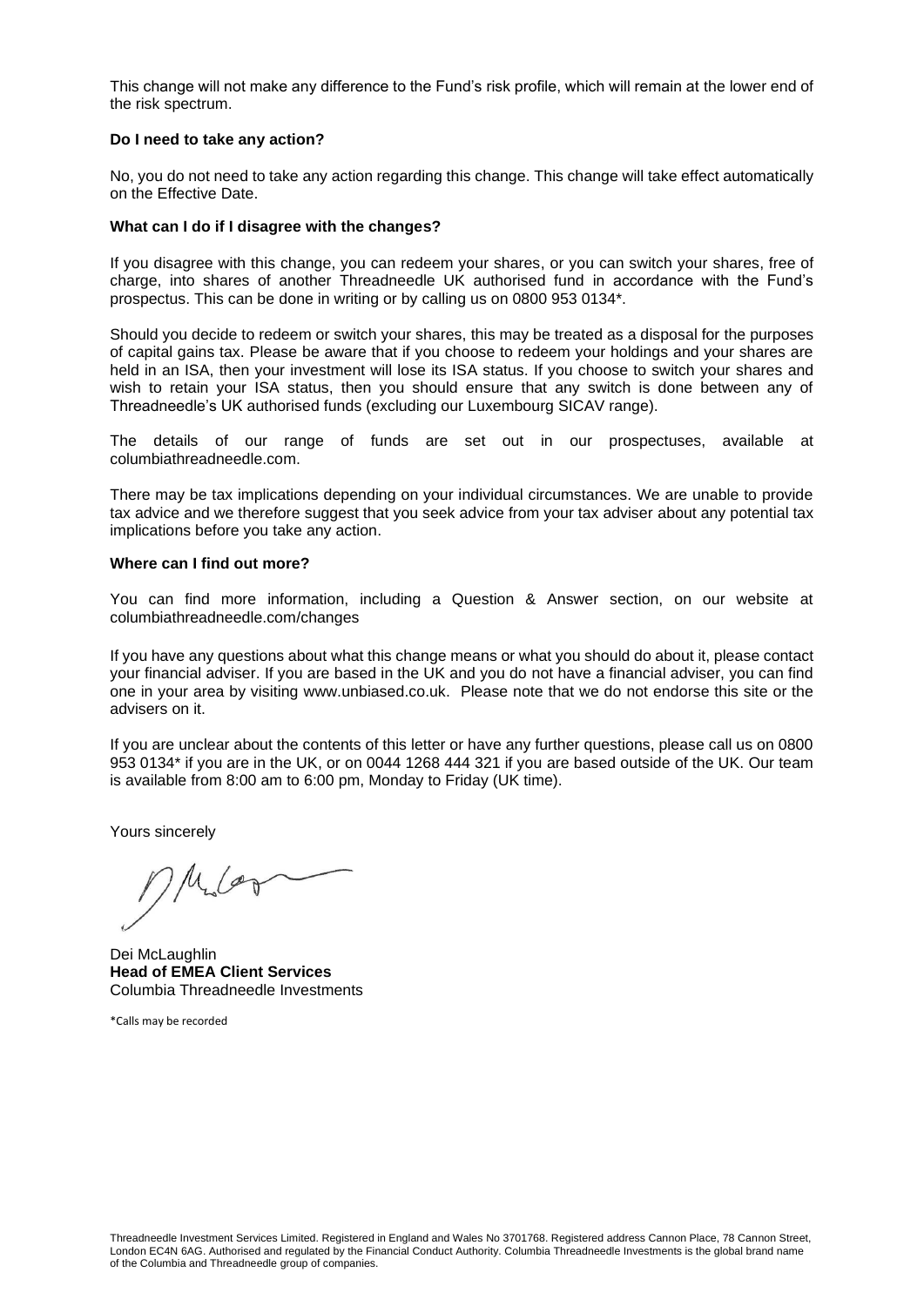This change will not make any difference to the Fund's risk profile, which will remain at the lower end of the risk spectrum.

**Do I need to take any action?**

No, you do not need to take any action regarding this change. This change will take effect automatically on the Effective Date.

**What can I do if I disagree with the changes?**

If you disagree with this change, you can redeem your shares, or you can switch your shares, free of charge, into shares of another Threadneedle UK authorised fund in accordance with the Fund's prospectus. This can be done in writing or by calling us on 0800 953 0134*.

Should you decide to redeem or switch your shares, this may be treated as a disposal for the purposes of capital gains tax. Please be aware that if you choose to redeem your holdings and your shares are held in an ISA, then your investment will lose its ISA status. If you choose to switch your shares and wish to retain your ISA status, then you should ensure that any switch is done between any of Threadneedle's UK authorised funds (excluding our Luxembourg SICAV range).

The details of our range of funds are set out in our prospectuses, available at columbiathreadneedle.com.

There may be tax implications depending on your individual circumstances. We are unable to provide tax advice and we therefore suggest that you seek advice from your tax adviser about any potential tax implications before you take any action.

**Where can I find out more?**

You can find more information, including a Question & Answer section, on our website at columbiathreadneedle.com/changes

If you have any questions about what this change means or what you should do about it, please contact your financial adviser. If you are based in the UK and you do not have a financial adviser, you can find one in your area by visiting www.unbiased.co.uk. Please note that we do not endorse this site or the advisers on it.

If you are unclear about the contents of this letter or have any further questions, please call us on 0800 953 0134* if you are in the UK, or on 0044 1268 444 321 if you are based outside of the UK. Our team is available from 8:00 am to 6:00 pm, Monday to Friday (UK time).

Yours sincerely

Dei McLaughlin
**Head of EMEA Client Services**
Columbia Threadneedle Investments

*Calls may be recorded

Threadneedle Investment Services Limited. Registered in England and Wales No 3701768. Registered address Cannon Place, 78 Cannon Street, London EC4N 6AG. Authorised and regulated by the Financial Conduct Authority. Columbia Threadneedle Investments is the global brand name of the Columbia and Threadneedle group of companies.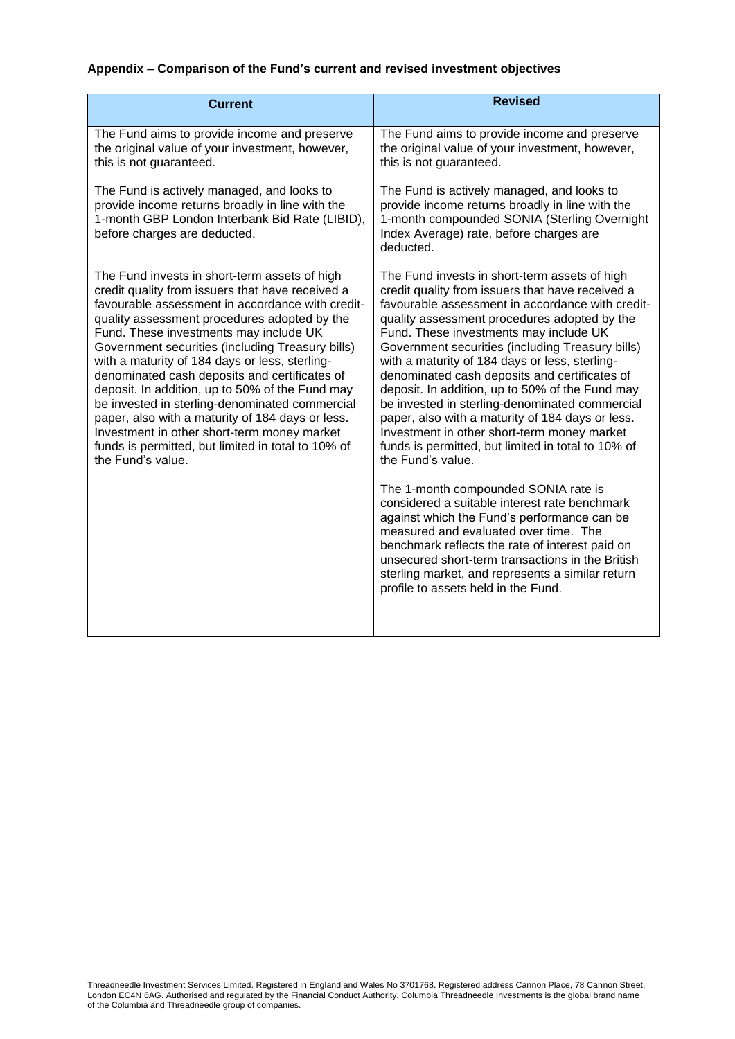**Appendix – Comparison of the Fund's current and revised investment objectives**

| Current | Revised |
| --- | --- |
| The Fund aims to provide income and preserve the original value of your investment, however, this is not guaranteed.<br><br>The Fund is actively managed, and looks to provide income returns broadly in line with the 1-month GBP London Interbank Bid Rate (LIBID), before charges are deducted.<br><br>The Fund invests in short-term assets of high credit quality from issuers that have received a favourable assessment in accordance with credit-quality assessment procedures adopted by the Fund. These investments may include UK Government securities (including Treasury bills) with a maturity of 184 days or less, sterling-denominated cash deposits and certificates of deposit. In addition, up to 50% of the Fund may be invested in sterling-denominated commercial paper, also with a maturity of 184 days or less. Investment in other short-term money market funds is permitted, but limited in total to 10% of the Fund's value. | The Fund aims to provide income and preserve the original value of your investment, however, this is not guaranteed.<br><br>The Fund is actively managed, and looks to provide income returns broadly in line with the 1-month compounded SONIA (Sterling Overnight Index Average) rate, before charges are deducted.<br><br>The Fund invests in short-term assets of high credit quality from issuers that have received a favourable assessment in accordance with credit-quality assessment procedures adopted by the Fund. These investments may include UK Government securities (including Treasury bills) with a maturity of 184 days or less, sterling-denominated cash deposits and certificates of deposit. In addition, up to 50% of the Fund may be invested in sterling-denominated commercial paper, also with a maturity of 184 days or less. Investment in other short-term money market funds is permitted, but limited in total to 10% of the Fund's value.<br><br>The 1-month compounded SONIA rate is considered a suitable interest rate benchmark against which the Fund's performance can be measured and evaluated over time. The benchmark reflects the rate of interest paid on unsecured short-term transactions in the British sterling market, and represents a similar return profile to assets held in the Fund. |

Threadneedle Investment Services Limited. Registered in England and Wales No 3701768. Registered address Cannon Place, 78 Cannon Street, London EC4N 6AG. Authorised and regulated by the Financial Conduct Authority. Columbia Threadneedle Investments is the global brand name of the Columbia and Threadneedle group of companies.